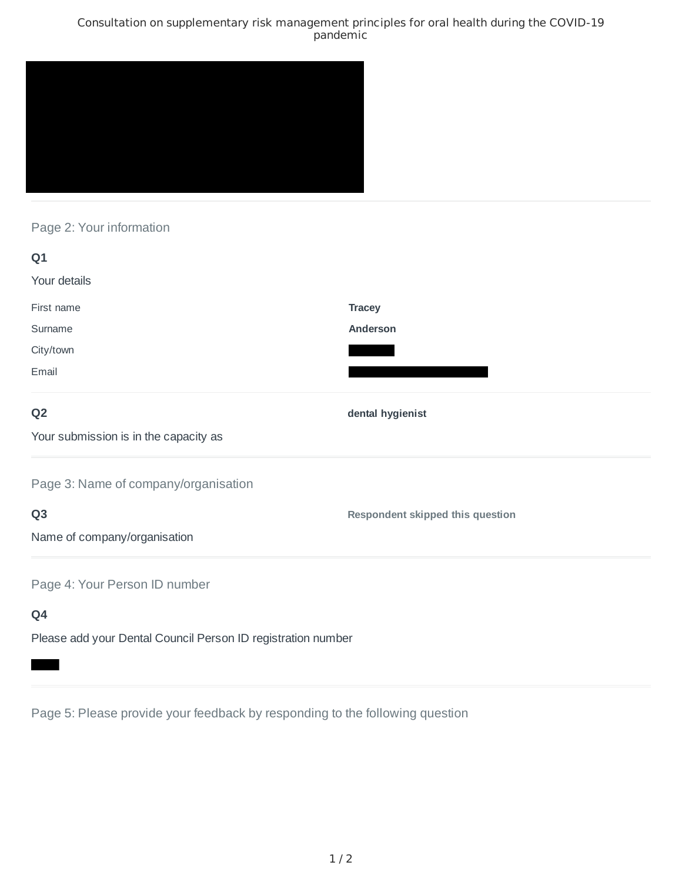# Consultation on supplementary risk management principles for oral health during the COVID-19 pandemic

## Page 2: Your information

**Q1**

Your details

| | |
|---|---|
| First name | **Tracey** |
| Surname | **Anderson** |
| City/town | |
| Email | |

**Q2**

Your submission is in the capacity as

**dental hygienist**

## Page 3: Name of company/organisation

**Q3**

Name of company/organisation

**Respondent skipped this question**

## Page 4: Your Person ID number

**Q4**

Please add your Dental Council Person ID registration number

## Page 5: Please provide your feedback by responding to the following question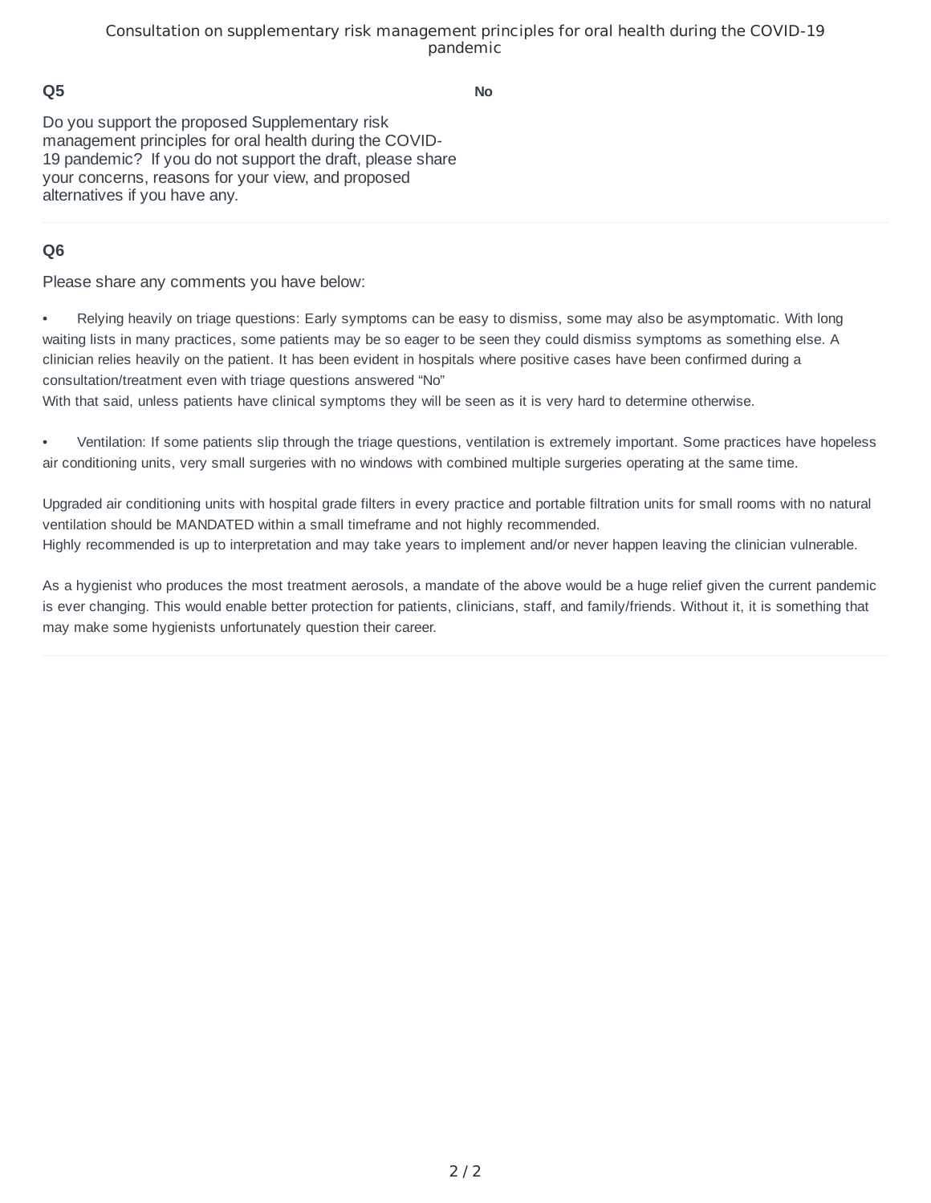### Q5

Do you support the proposed Supplementary risk management principles for oral health during the COVID-19 pandemic?  If you do not support the draft, please share your concerns, reasons for your view, and proposed alternatives if you have any.

**No**

### Q6

Please share any comments you have below:

• Relying heavily on triage questions: Early symptoms can be easy to dismiss, some may also be asymptomatic. With long waiting lists in many practices, some patients may be so eager to be seen they could dismiss symptoms as something else. A clinician relies heavily on the patient. It has been evident in hospitals where positive cases have been confirmed during a consultation/treatment even with triage questions answered “No”
With that said, unless patients have clinical symptoms they will be seen as it is very hard to determine otherwise.

• Ventilation: If some patients slip through the triage questions, ventilation is extremely important. Some practices have hopeless air conditioning units, very small surgeries with no windows with combined multiple surgeries operating at the same time.

Upgraded air conditioning units with hospital grade filters in every practice and portable filtration units for small rooms with no natural ventilation should be MANDATED within a small timeframe and not highly recommended.
Highly recommended is up to interpretation and may take years to implement and/or never happen leaving the clinician vulnerable.

As a hygienist who produces the most treatment aerosols, a mandate of the above would be a huge relief given the current pandemic is ever changing. This would enable better protection for patients, clinicians, staff, and family/friends. Without it, it is something that may make some hygienists unfortunately question their career.